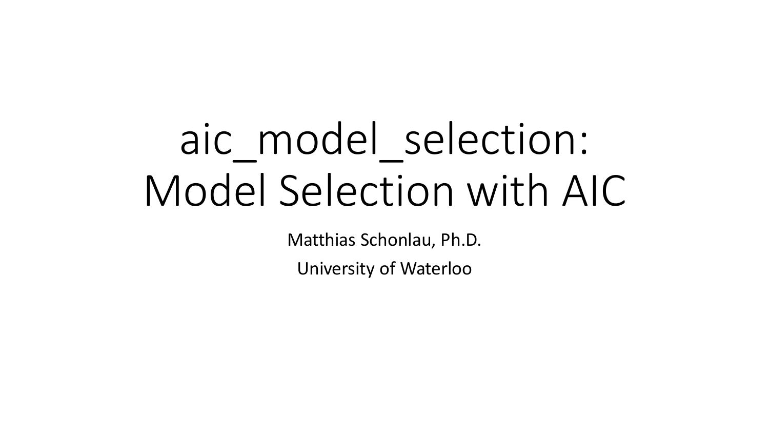# aic_model_selection: Model Selection with AIC

Matthias Schonlau, Ph.D.

University of Waterloo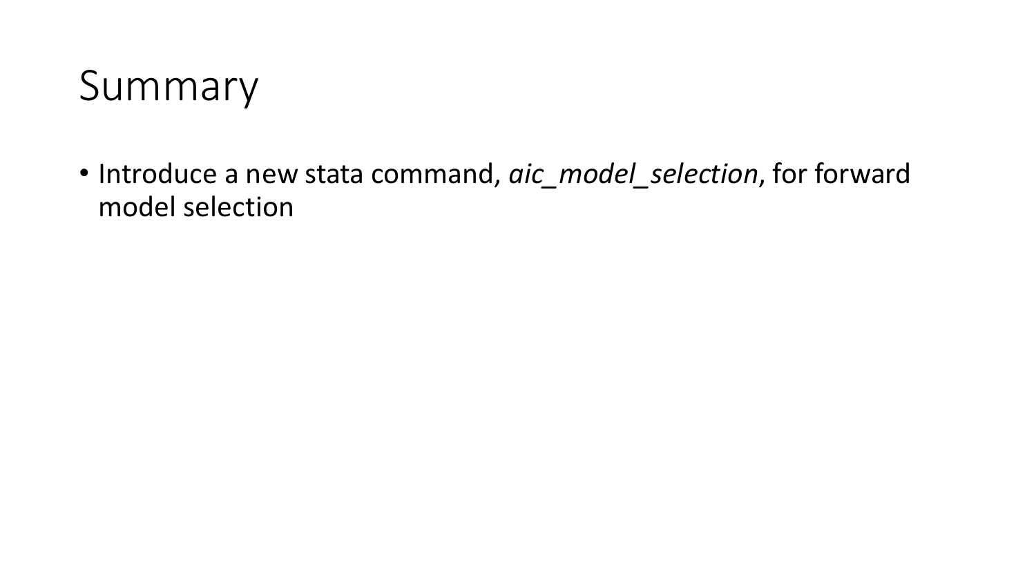# Summary

- Introduce a new stata command, *aic_model_selection*, for forward model selection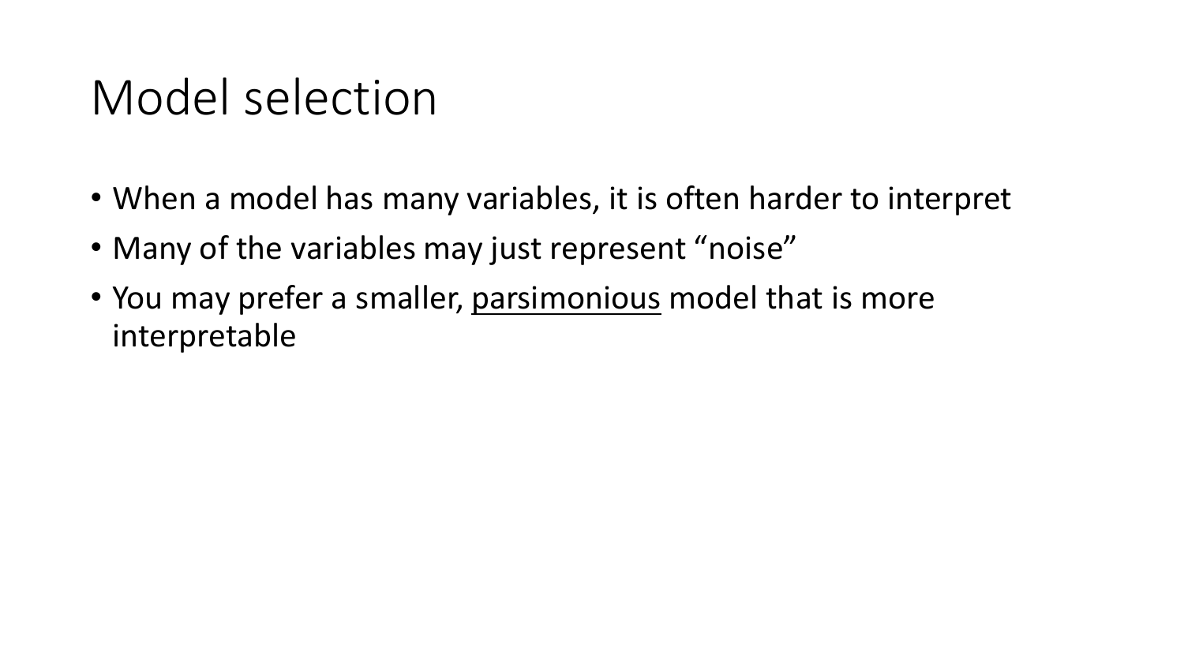# Model selection

- When a model has many variables, it is often harder to interpret
- Many of the variables may just represent "noise"
- You may prefer a smaller, <u>parsimonious</u> model that is more interpretable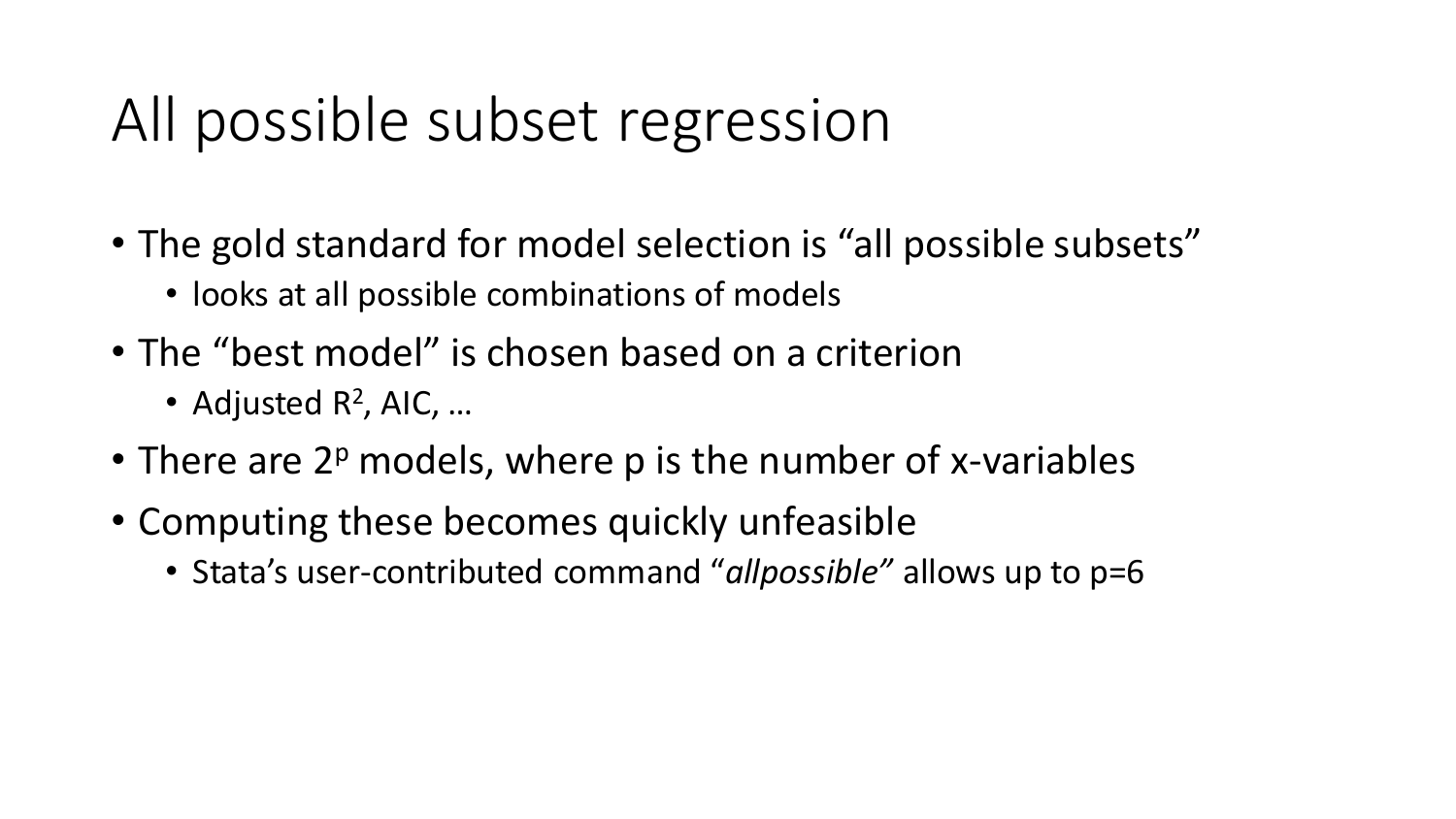# All possible subset regression

- The gold standard for model selection is "all possible subsets"
  - looks at all possible combinations of models
- The "best model" is chosen based on a criterion
  - Adjusted $R^2$, AIC, …
- There are $2^p$ models, where p is the number of x-variables
- Computing these becomes quickly unfeasible
  - Stata's user-contributed command "*allpossible*" allows up to p=6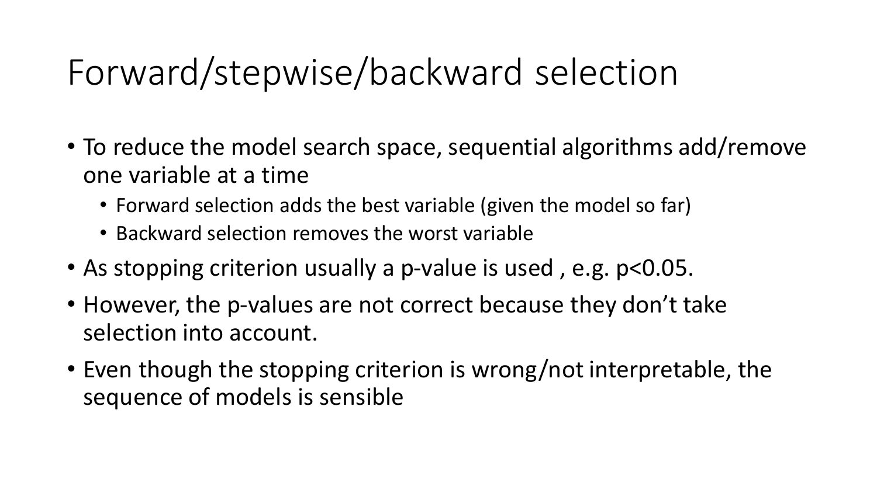# Forward/stepwise/backward selection

- To reduce the model search space, sequential algorithms add/remove one variable at a time
  - Forward selection adds the best variable (given the model so far)
  - Backward selection removes the worst variable
- As stopping criterion usually a p-value is used , e.g. $p<0.05$.
- However, the p-values are not correct because they don't take selection into account.
- Even though the stopping criterion is wrong/not interpretable, the sequence of models is sensible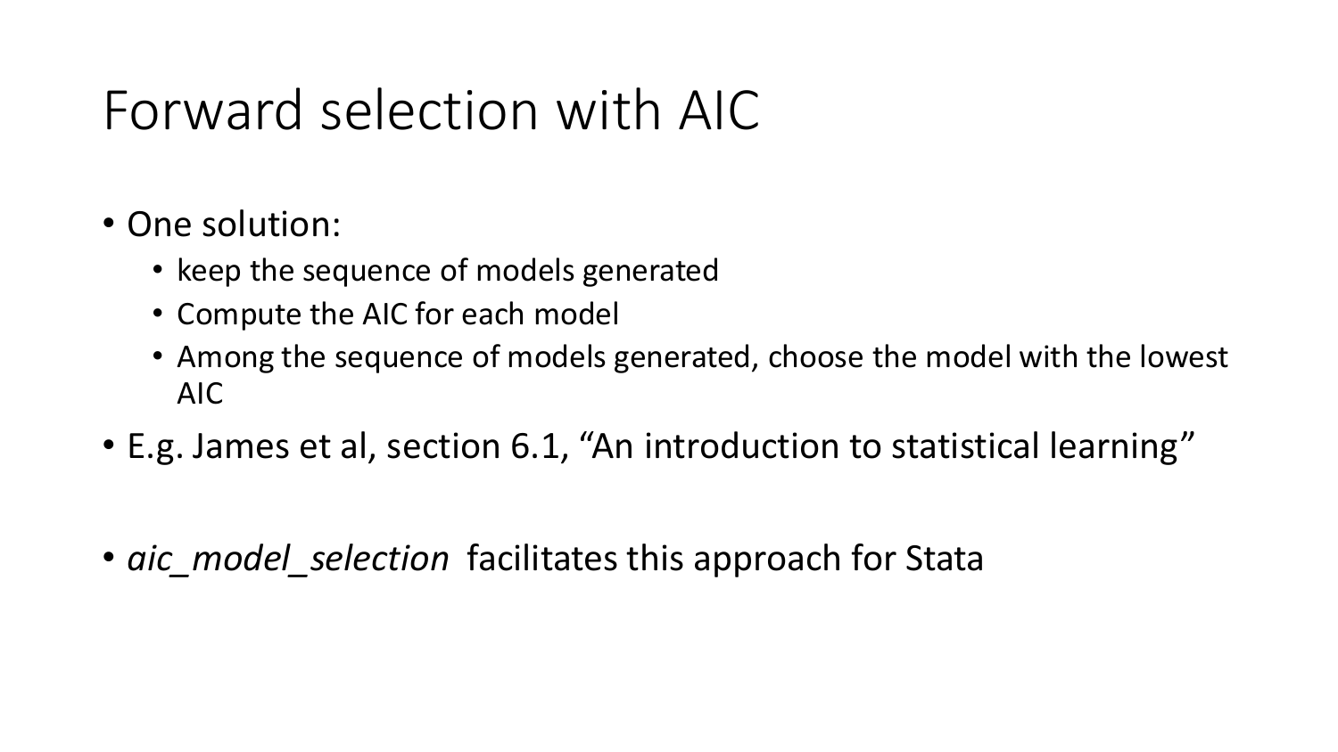# Forward selection with AIC

- One solution:
  - keep the sequence of models generated
  - Compute the AIC for each model
  - Among the sequence of models generated, choose the model with the lowest AIC
- E.g. James et al, section 6.1, "An introduction to statistical learning"

- *aic_model_selection* facilitates this approach for Stata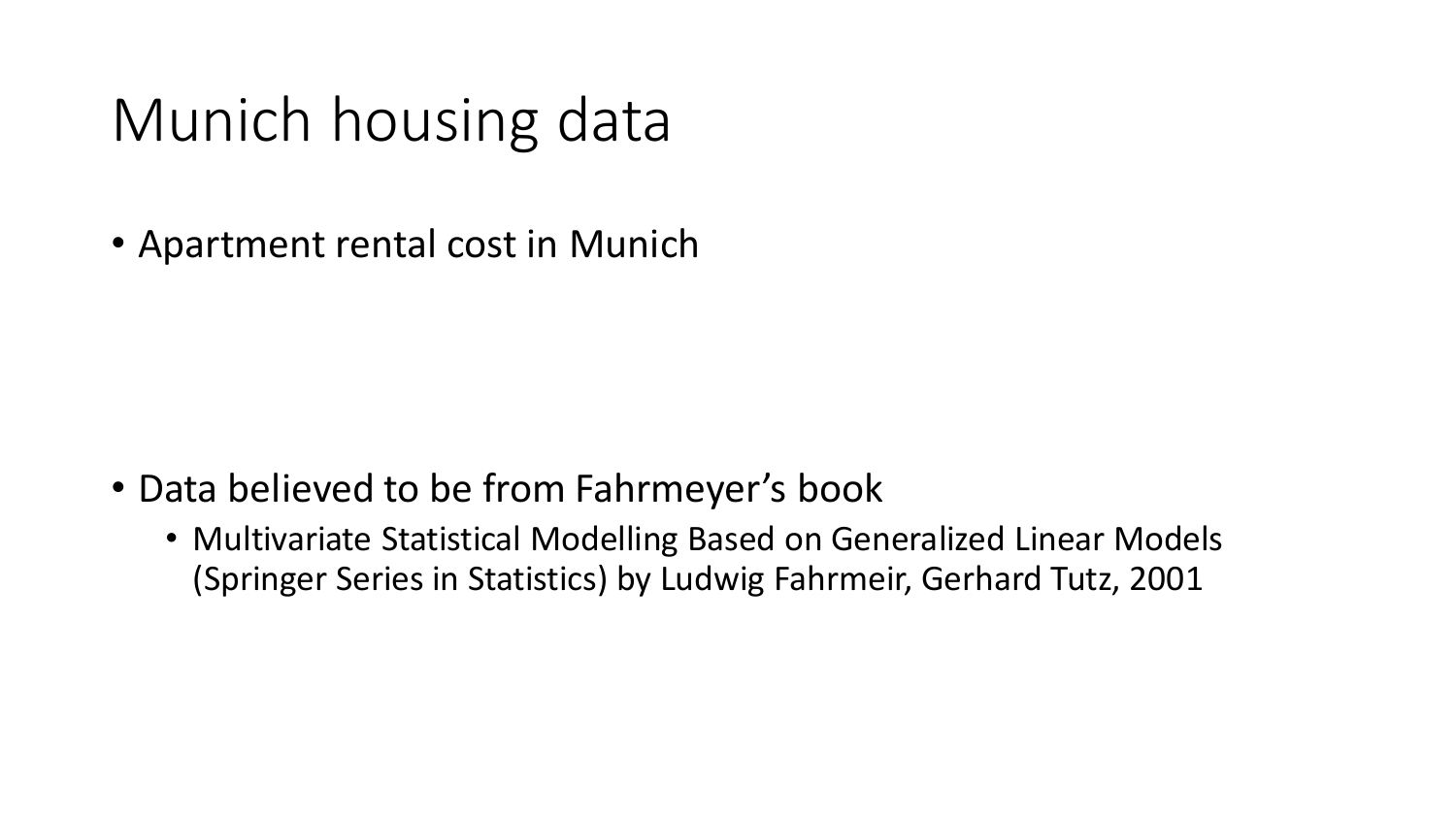# Munich housing data

- Apartment rental cost in Munich

- Data believed to be from Fahrmeyer's book
  - Multivariate Statistical Modelling Based on Generalized Linear Models (Springer Series in Statistics) by Ludwig Fahrmeir, Gerhard Tutz, 2001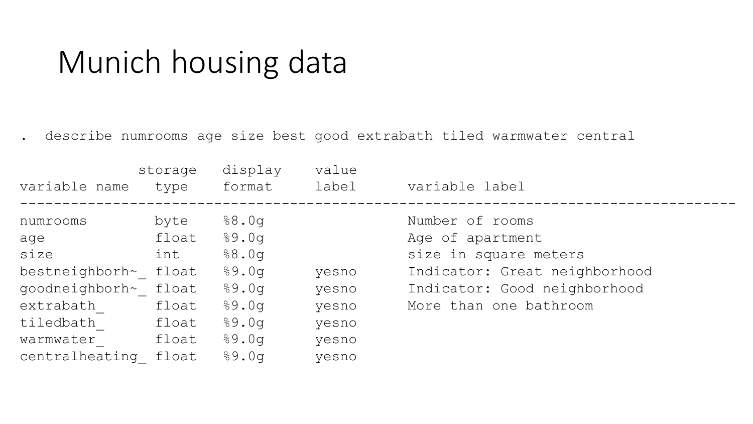# Munich housing data

```
.  describe numrooms age size best good extrabath tiled warmwater central

              storage   display    value
variable name   type    format     label      variable label
--------------------------------------------------------------------------------------
numrooms        byte    %8.0g                 Number of rooms
age             float   %9.0g                 Age of apartment
size            int     %8.0g                 size in square meters
bestneighborh~_ float   %9.0g      yesno      Indicator: Great neighborhood
goodneighborh~_ float   %9.0g      yesno      Indicator: Good neighborhood
extrabath_      float   %9.0g      yesno      More than one bathroom
tiledbath_      float   %9.0g      yesno
warmwater_      float   %9.0g      yesno
centralheating_ float   %9.0g      yesno
```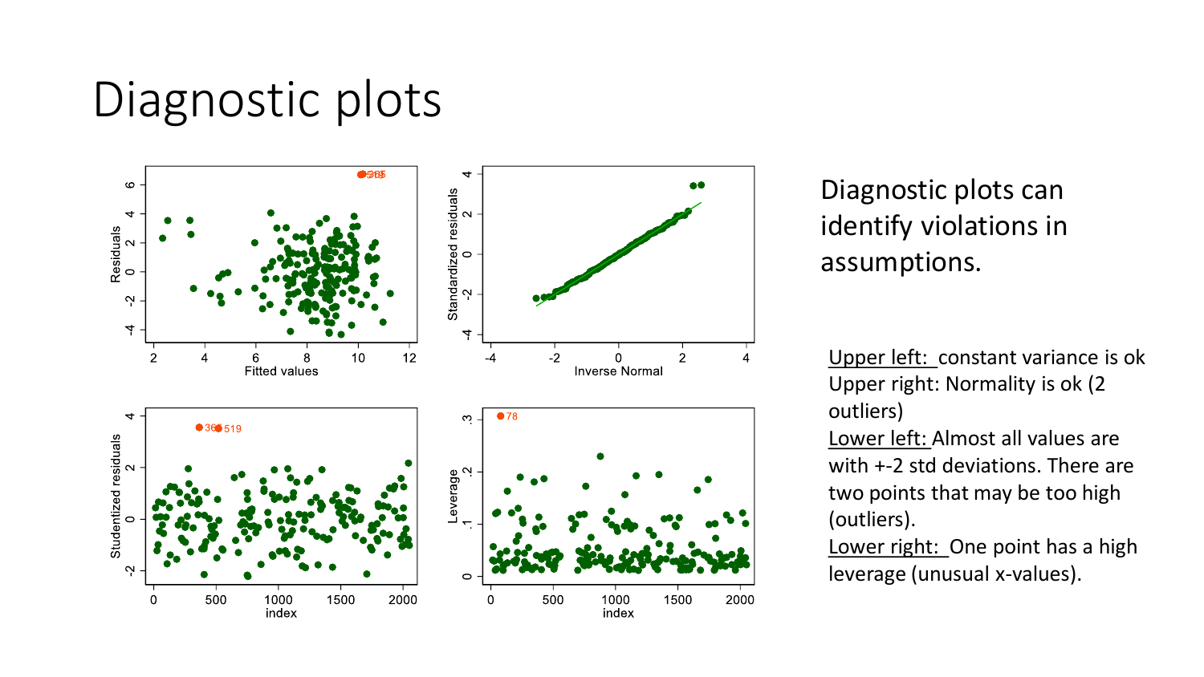# Diagnostic plots

Diagnostic plots can identify violations in assumptions.

Upper left: constant variance is ok
Upper right: Normality is ok (2 outliers)
Lower left: Almost all values are with +-2 std deviations. There are two points that may be too high (outliers).
Lower right: One point has a high leverage (unusual x-values).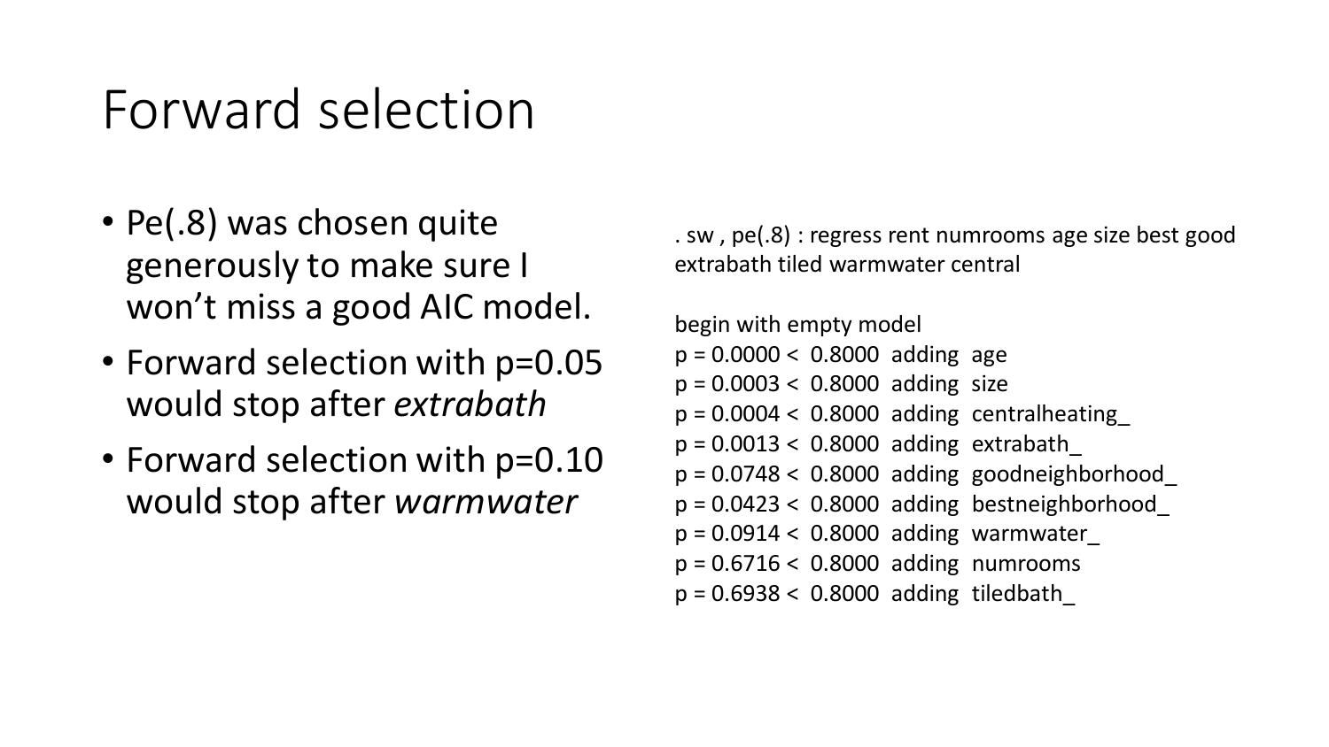# Forward selection

- Pe(.8) was chosen quite generously to make sure I won't miss a good AIC model.
- Forward selection with p=0.05 would stop after *extrabath*
- Forward selection with p=0.10 would stop after *warmwater*

```
. sw , pe(.8) : regress rent numrooms age size best good
extrabath tiled warmwater central

begin with empty model
p = 0.0000 <  0.8000  adding  age
p = 0.0003 <  0.8000  adding  size
p = 0.0004 <  0.8000  adding  centralheating_
p = 0.0013 <  0.8000  adding  extrabath_
p = 0.0748 <  0.8000  adding  goodneighborhood_
p = 0.0423 <  0.8000  adding  bestneighborhood_
p = 0.0914 <  0.8000  adding  warmwater_
p = 0.6716 <  0.8000  adding  numrooms
p = 0.6938 <  0.8000  adding  tiledbath_
```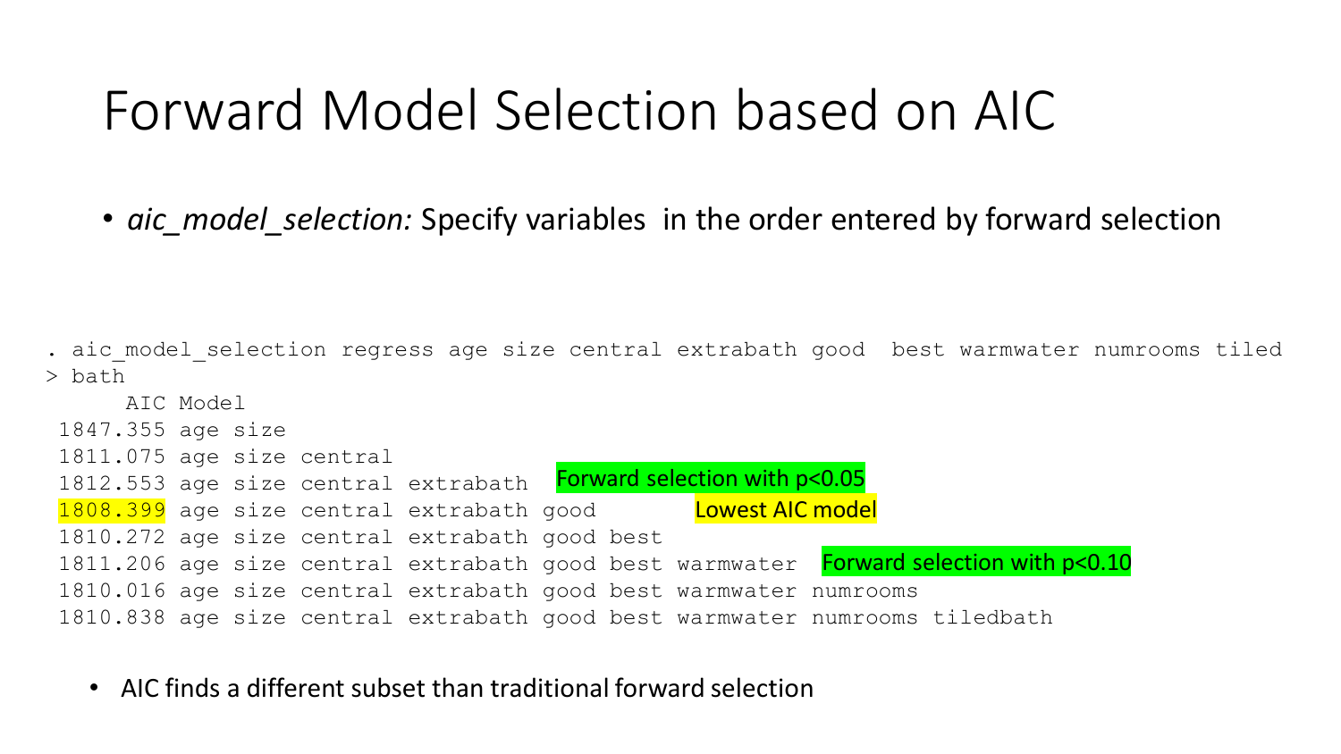# Forward Model Selection based on AIC

- *aic_model_selection:* Specify variables in the order entered by forward selection

```
. aic_model_selection regress age size central extrabath good  best warmwater numrooms tiled
> bath
      AIC Model
 1847.355 age size
 1811.075 age size central
 1812.553 age size central extrabath                    Forward selection with p<0.05
 1808.399 age size central extrabath good               Lowest AIC model
 1810.272 age size central extrabath good best
 1811.206 age size central extrabath good best warmwater   Forward selection with p<0.10
 1810.016 age size central extrabath good best warmwater numrooms
 1810.838 age size central extrabath good best warmwater numrooms tiledbath
```

- AIC finds a different subset than traditional forward selection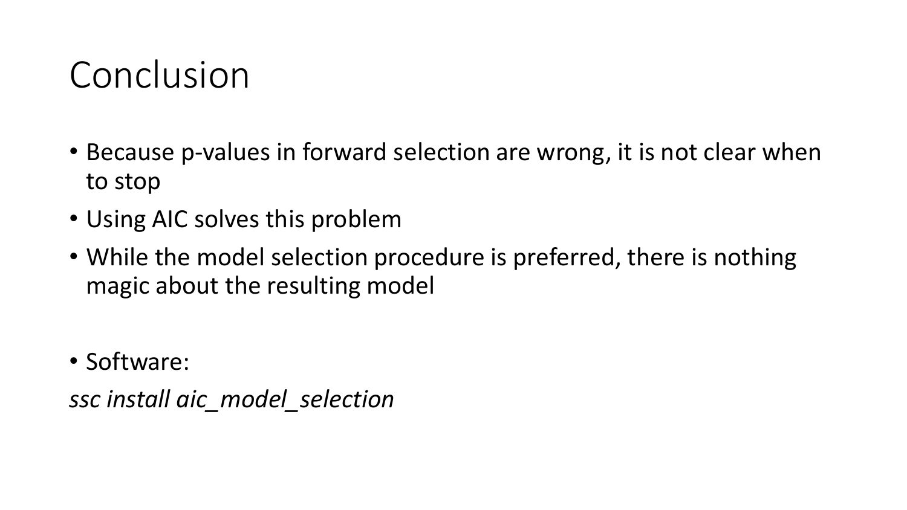# Conclusion

- Because p-values in forward selection are wrong, it is not clear when to stop
- Using AIC solves this problem
- While the model selection procedure is preferred, there is nothing magic about the resulting model

- Software:

*ssc install aic_model_selection*